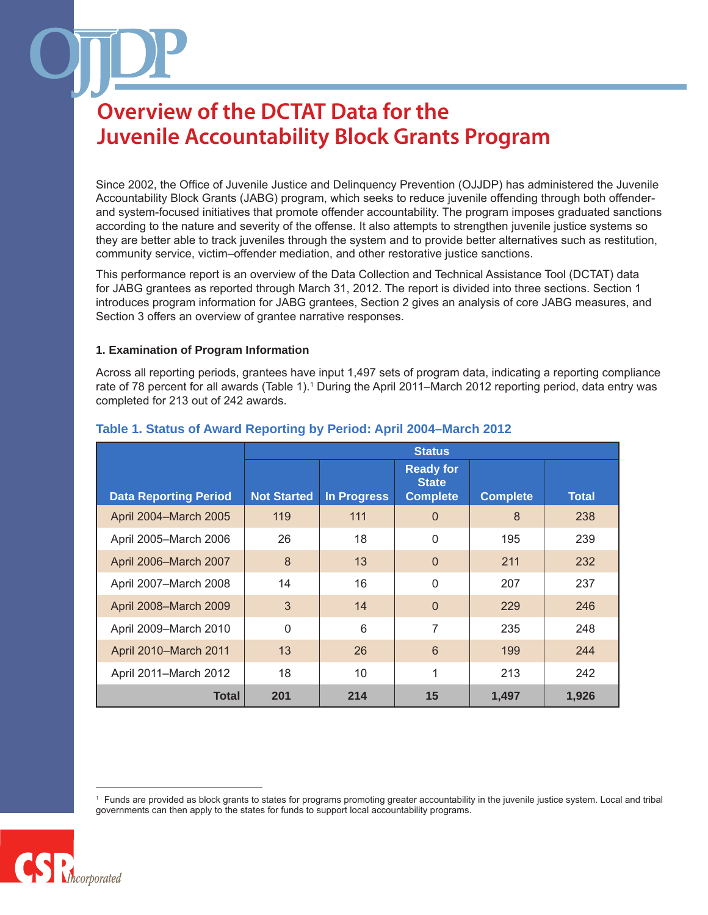# Overview of the DCTAT Data for the Juvenile Accountability Block Grants Program

Since 2002, the Office of Juvenile Justice and Delinquency Prevention (OJJDP) has administered the Juvenile Accountability Block Grants (JABG) program, which seeks to reduce juvenile offending through both offender- and system-focused initiatives that promote offender accountability. The program imposes graduated sanctions according to the nature and severity of the offense. It also attempts to strengthen juvenile justice systems so they are better able to track juveniles through the system and to provide better alternatives such as restitution, community service, victim–offender mediation, and other restorative justice sanctions.

This performance report is an overview of the Data Collection and Technical Assistance Tool (DCTAT) data for JABG grantees as reported through March 31, 2012. The report is divided into three sections. Section 1 introduces program information for JABG grantees, Section 2 gives an analysis of core JABG measures, and Section 3 offers an overview of grantee narrative responses.

### 1. Examination of Program Information

Across all reporting periods, grantees have input 1,497 sets of program data, indicating a reporting compliance rate of 78 percent for all awards (Table 1).[1] During the April 2011–March 2012 reporting period, data entry was completed for 213 out of 242 awards.

**Table 1. Status of Award Reporting by Period: April 2004–March 2012**

| | Status | | | | |
|---|---|---|---|---|---|
| Data Reporting Period | Not Started | In Progress | Ready for State Complete | Complete | Total |
| April 2004–March 2005 | 119 | 111 | 0 | 8 | 238 |
| April 2005–March 2006 | 26 | 18 | 0 | 195 | 239 |
| April 2006–March 2007 | 8 | 13 | 0 | 211 | 232 |
| April 2007–March 2008 | 14 | 16 | 0 | 207 | 237 |
| April 2008–March 2009 | 3 | 14 | 0 | 229 | 246 |
| April 2009–March 2010 | 0 | 6 | 7 | 235 | 248 |
| April 2010–March 2011 | 13 | 26 | 6 | 199 | 244 |
| April 2011–March 2012 | 18 | 10 | 1 | 213 | 242 |
| **Total** | **201** | **214** | **15** | **1,497** | **1,926** |

[1] Funds are provided as block grants to states for programs promoting greater accountability in the juvenile justice system. Local and tribal governments can then apply to the states for funds to support local accountability programs.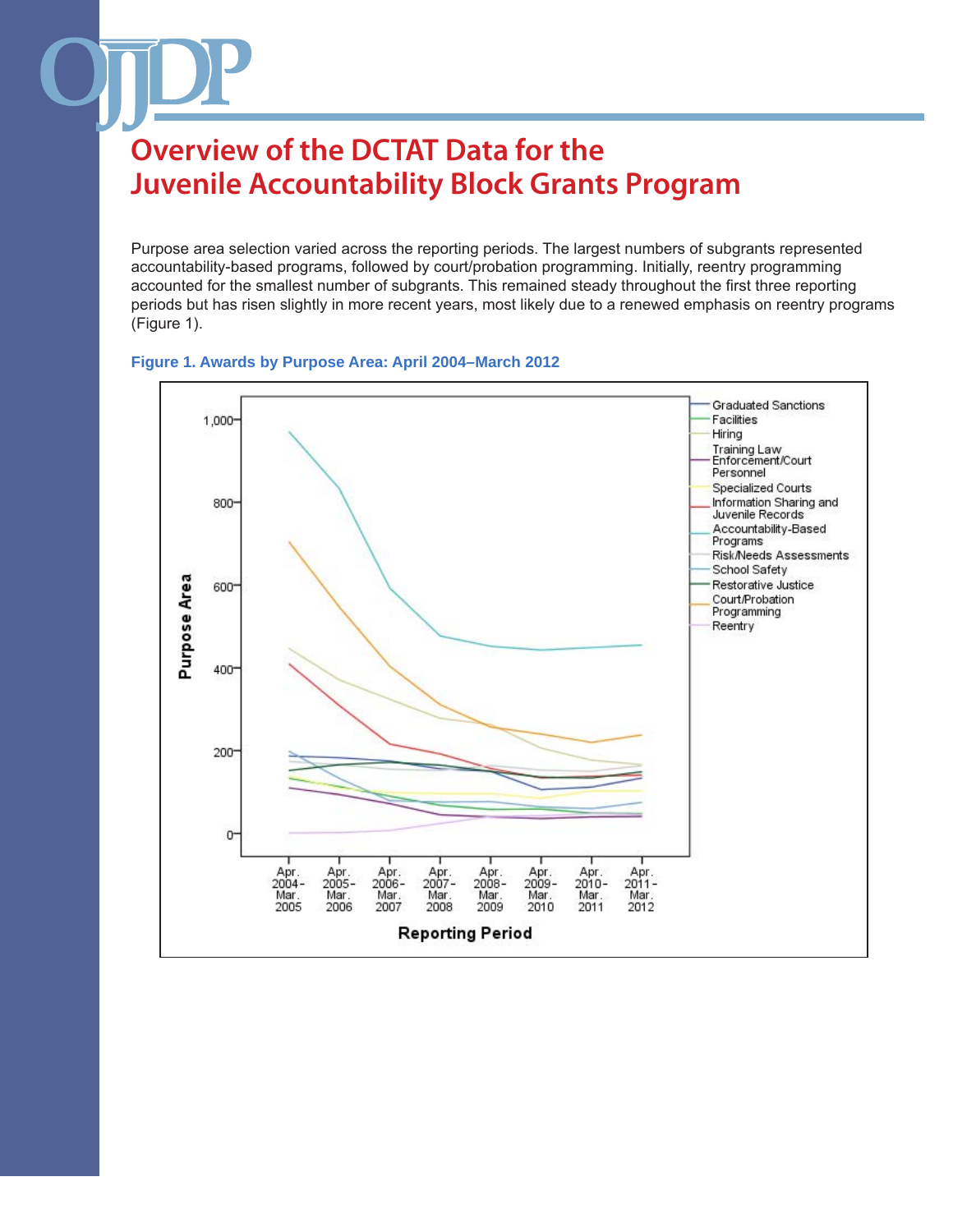# Overview of the DCTAT Data for the Juvenile Accountability Block Grants Program

Purpose area selection varied across the reporting periods. The largest numbers of subgrants represented accountability-based programs, followed by court/probation programming. Initially, reentry programming accounted for the smallest number of subgrants. This remained steady throughout the first three reporting periods but has risen slightly in more recent years, most likely due to a renewed emphasis on reentry programs (Figure 1).

**Figure 1. Awards by Purpose Area: April 2004–March 2012**

Purpose Area

1,000
800
600
400
200
0

Reporting Period

Apr. 2004 - Mar. 2005
Apr. 2005 - Mar. 2006
Apr. 2006 - Mar. 2007
Apr. 2007 - Mar. 2008
Apr. 2008 - Mar. 2009
Apr. 2009 - Mar. 2010
Apr. 2010 - Mar. 2011
Apr. 2011 - Mar. 2012

Graduated Sanctions
Facilities
Hiring
Training Law Enforcement/Court Personnel
Specialized Courts
Information Sharing and Juvenile Records
Accountability-Based Programs
Risk/Needs Assessments
School Safety
Restorative Justice
Court/Probation Programming
Reentry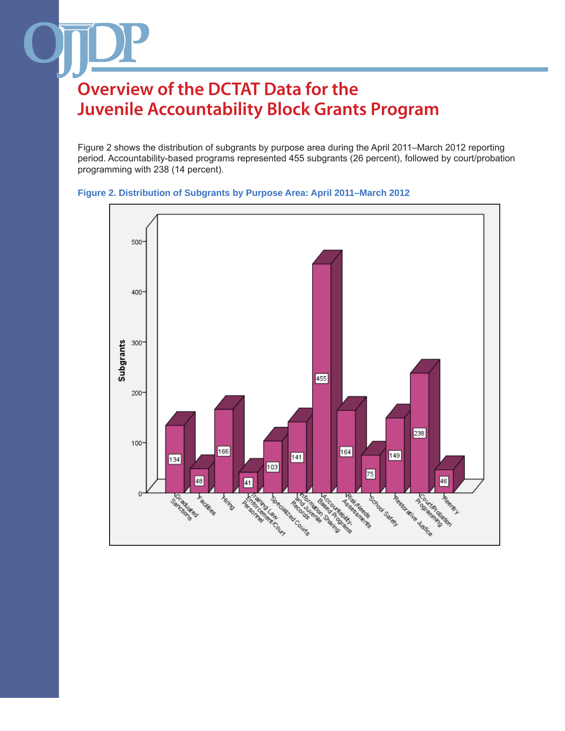# Overview of the DCTAT Data for the Juvenile Accountability Block Grants Program

Figure 2 shows the distribution of subgrants by purpose area during the April 2011–March 2012 reporting period. Accountability-based programs represented 455 subgrants (26 percent), followed by court/probation programming with 238 (14 percent).

**Figure 2. Distribution of Subgrants by Purpose Area: April 2011–March 2012**

Subgrants

0
100
200
300
400
500

134 Graduated Sanctions
48 Facilities
166 Hiring
41 Training Law Enforcement/Court Personnel
103 Specialized Courts
141 Information Sharing and Juvenile Records
455 Accountability-Based Programs
164 Risk/Needs Assessments
75 School Safety
149 Restorative Justice
238 Court/Probation Programming
46 Reentry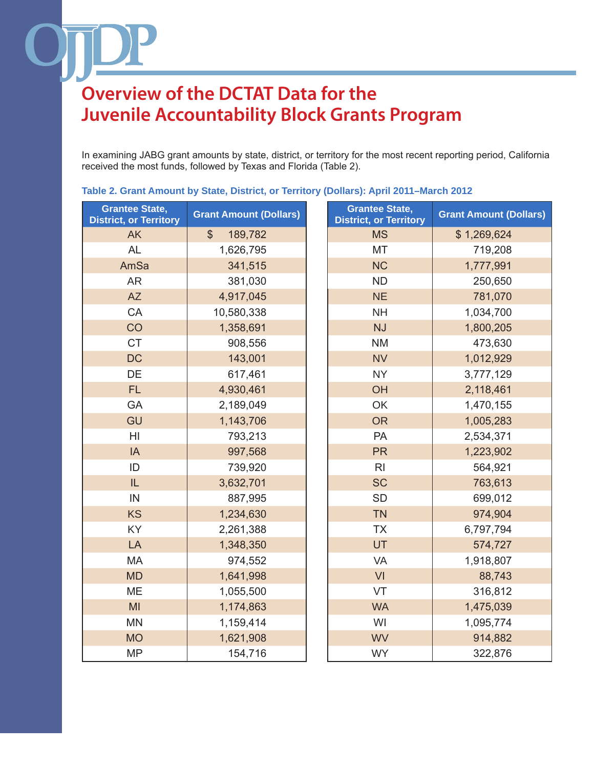# Overview of the DCTAT Data for the Juvenile Accountability Block Grants Program

In examining JABG grant amounts by state, district, or territory for the most recent reporting period, California received the most funds, followed by Texas and Florida (Table 2).

**Table 2. Grant Amount by State, District, or Territory (Dollars): April 2011–March 2012**

| Grantee State, District, or Territory | Grant Amount (Dollars) |
|---|---|
| AK | $ 189,782 |
| AL | 1,626,795 |
| AmSa | 341,515 |
| AR | 381,030 |
| AZ | 4,917,045 |
| CA | 10,580,338 |
| CO | 1,358,691 |
| CT | 908,556 |
| DC | 143,001 |
| DE | 617,461 |
| FL | 4,930,461 |
| GA | 2,189,049 |
| GU | 1,143,706 |
| HI | 793,213 |
| IA | 997,568 |
| ID | 739,920 |
| IL | 3,632,701 |
| IN | 887,995 |
| KS | 1,234,630 |
| KY | 2,261,388 |
| LA | 1,348,350 |
| MA | 974,552 |
| MD | 1,641,998 |
| ME | 1,055,500 |
| MI | 1,174,863 |
| MN | 1,159,414 |
| MO | 1,621,908 |
| MP | 154,716 |
| MS | $ 1,269,624 |
| MT | 719,208 |
| NC | 1,777,991 |
| ND | 250,650 |
| NE | 781,070 |
| NH | 1,034,700 |
| NJ | 1,800,205 |
| NM | 473,630 |
| NV | 1,012,929 |
| NY | 3,777,129 |
| OH | 2,118,461 |
| OK | 1,470,155 |
| OR | 1,005,283 |
| PA | 2,534,371 |
| PR | 1,223,902 |
| RI | 564,921 |
| SC | 763,613 |
| SD | 699,012 |
| TN | 974,904 |
| TX | 6,797,794 |
| UT | 574,727 |
| VA | 1,918,807 |
| VI | 88,743 |
| VT | 316,812 |
| WA | 1,475,039 |
| WI | 1,095,774 |
| WV | 914,882 |
| WY | 322,876 |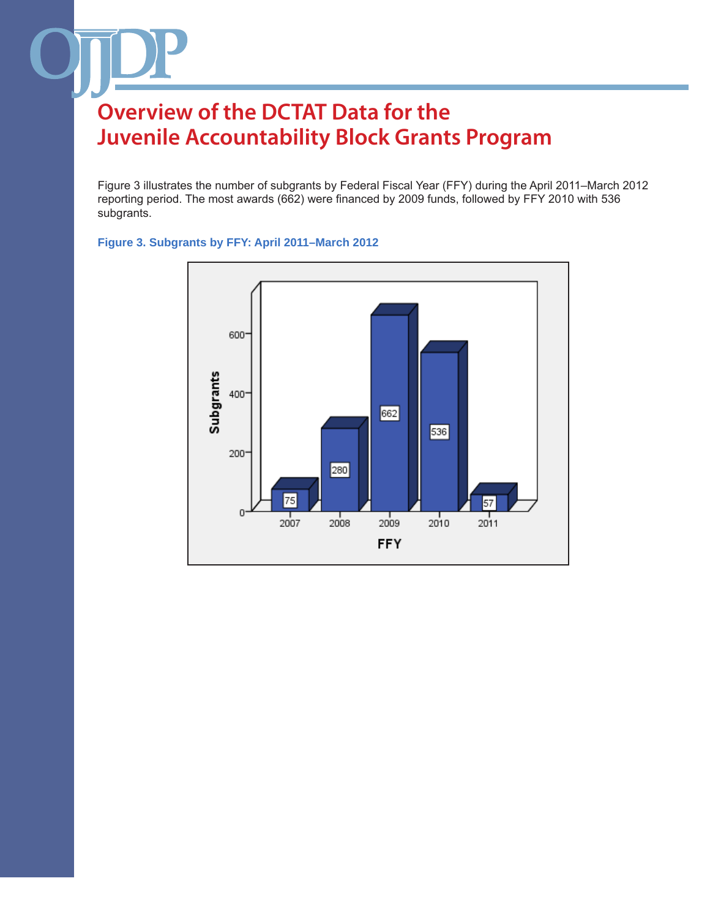# Overview of the DCTAT Data for the Juvenile Accountability Block Grants Program

Figure 3 illustrates the number of subgrants by Federal Fiscal Year (FFY) during the April 2011–March 2012 reporting period. The most awards (662) were financed by 2009 funds, followed by FFY 2010 with 536 subgrants.

**Figure 3. Subgrants by FFY: April 2011–March 2012**

Subgrants

0

200

400

600

75

280

662

536

57

2007

2008

2009

2010

2011

FFY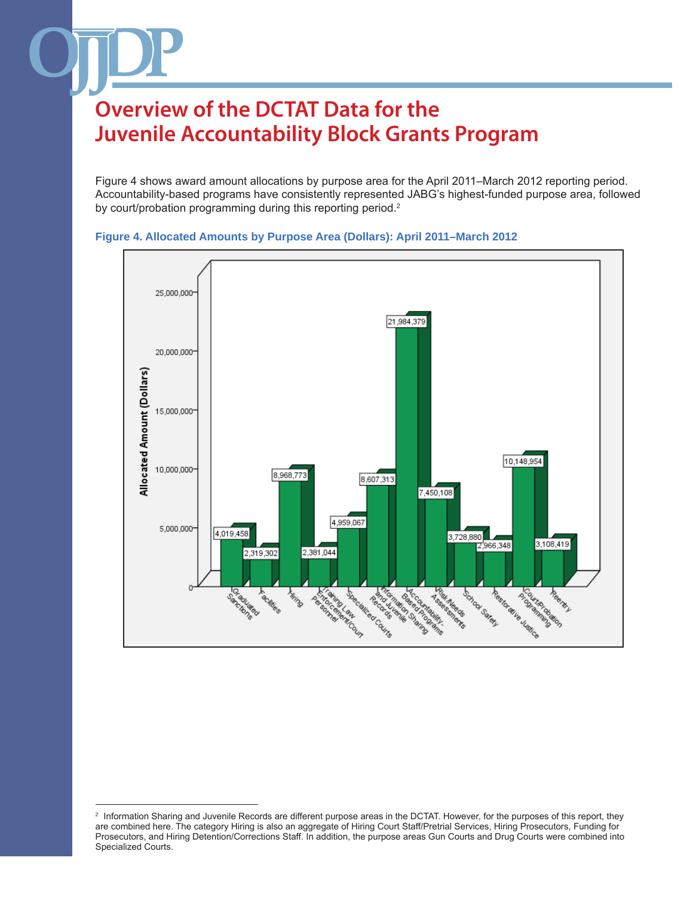# Overview of the DCTAT Data for the Juvenile Accountability Block Grants Program

Figure 4 shows award amount allocations by purpose area for the April 2011–March 2012 reporting period. Accountability-based programs have consistently represented JABG's highest-funded purpose area, followed by court/probation programming during this reporting period.[2]

**Figure 4. Allocated Amounts by Purpose Area (Dollars): April 2011–March 2012**

Allocated Amount (Dollars)

25,000,000
20,000,000
15,000,000
10,000,000
5,000,000
0

Graduated Sanctions: 4,019,458
Facilities: 2,319,302
Hiring: 8,968,773
Training Law Enforcement/Court Personnel: 2,381,044
Specialized Courts: 4,959,067
Information Sharing and Juvenile Records: 8,607,313
Accountability-Based Programs: 21,984,379
Risk/Needs Assessments: 7,450,108
School Safety: 3,728,880
Restorative Justice: 2,966,348
Court/Probation Programming: 10,148,954
Reentry: 3,108,419

[2] Information Sharing and Juvenile Records are different purpose areas in the DCTAT. However, for the purposes of this report, they are combined here. The category Hiring is also an aggregate of Hiring Court Staff/Pretrial Services, Hiring Prosecutors, Funding for Prosecutors, and Hiring Detention/Corrections Staff. In addition, the purpose areas Gun Courts and Drug Courts were combined into Specialized Courts.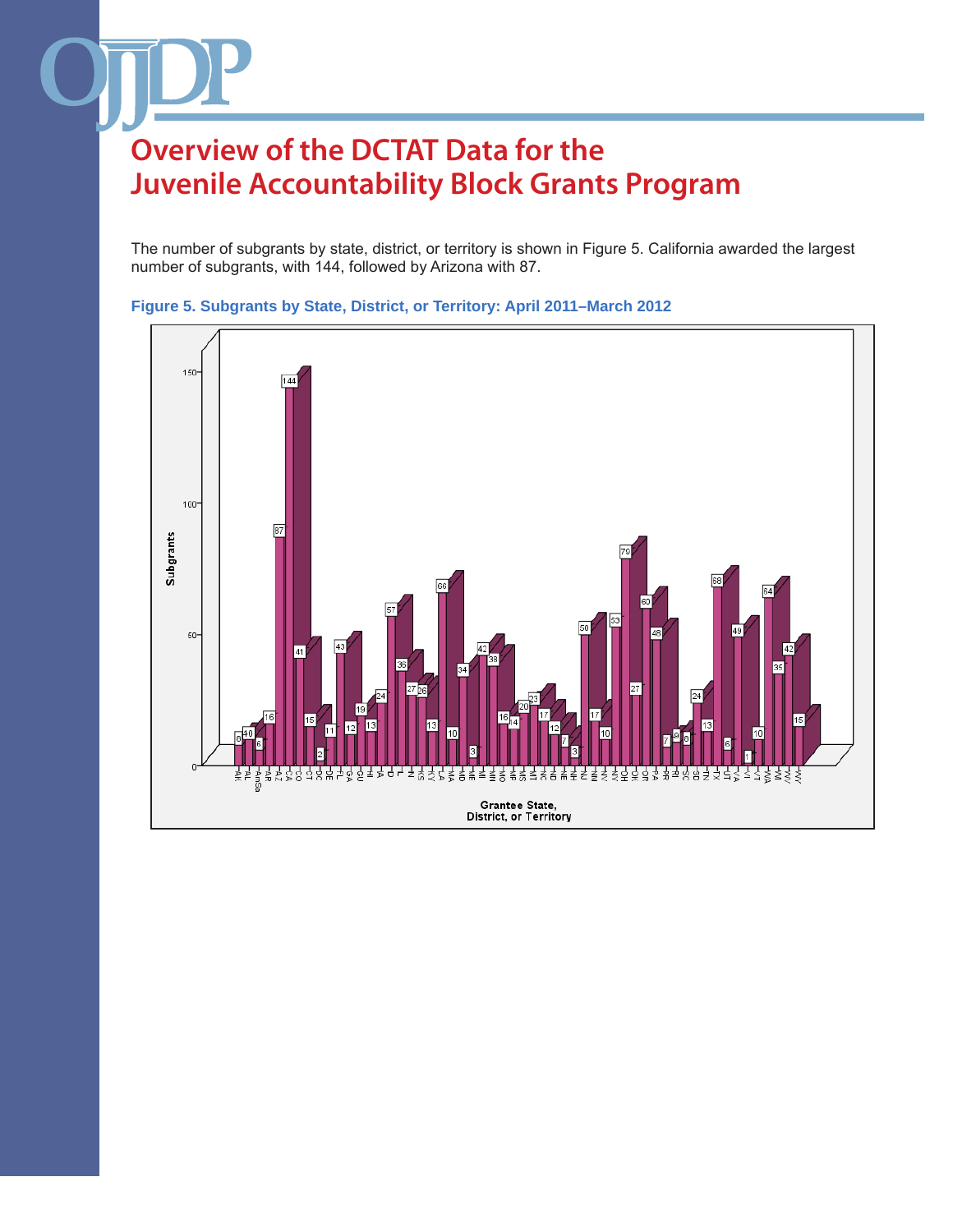# Overview of the DCTAT Data for the Juvenile Accountability Block Grants Program

The number of subgrants by state, district, or territory is shown in Figure 5. California awarded the largest number of subgrants, with 144, followed by Arizona with 87.

**Figure 5. Subgrants by State, District, or Territory: April 2011–March 2012**

Subgrants

150
100
50
0

8 10 6 16 87 144 41 15 2 11 43 12 19 13 24 57 36 27 26 13 66 10 34 3 42 38 16 14 20 23 17 12 7 3 50 17 10 53 79 27 60 48 7 9 6 24 13 68 6 49 1 10 64 35 42 15

AK AL AmSa AR AZ CA CO CT DC DE FL GA GU HI IA ID IL IN KS KY LA MA MD ME MI MN MO MP MS MT NC ND NE NH NJ NM NV NY OH OK OR PA PR RI SC SD TN TX UT VA VI VT WA WI WV WY

Grantee State, District, or Territory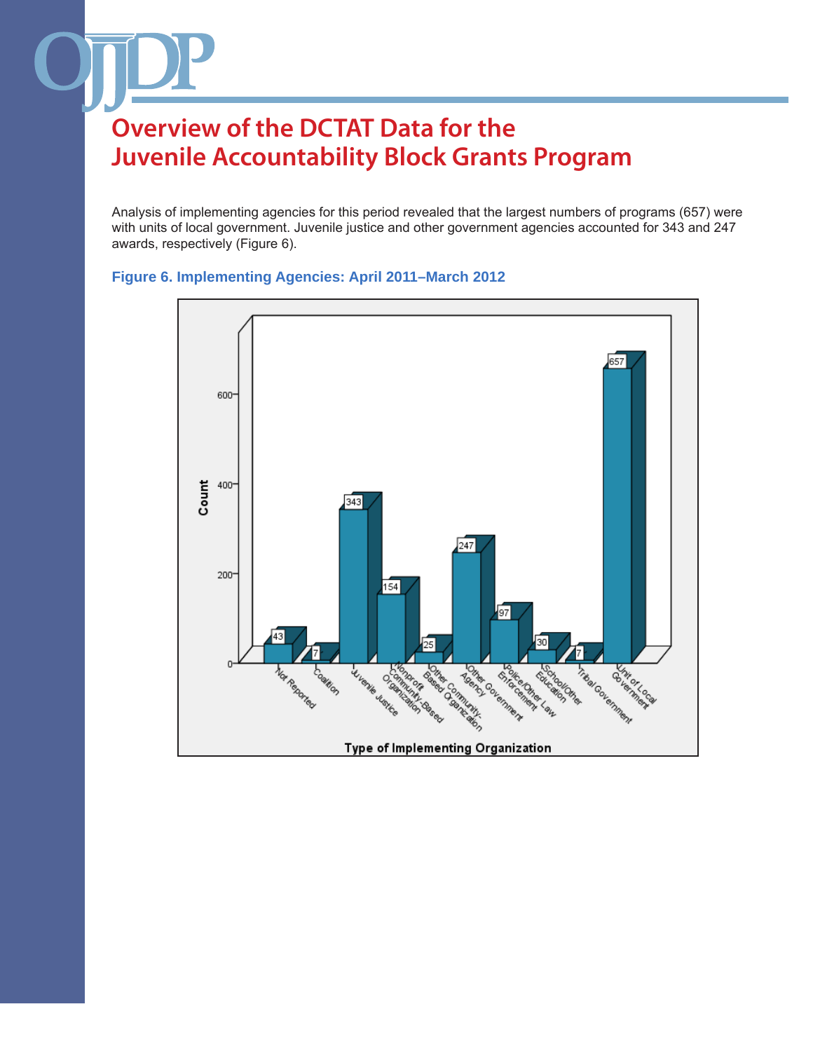# Overview of the DCTAT Data for the Juvenile Accountability Block Grants Program

Analysis of implementing agencies for this period revealed that the largest numbers of programs (657) were with units of local government. Juvenile justice and other government agencies accounted for 343 and 247 awards, respectively (Figure 6).

**Figure 6. Implementing Agencies: April 2011–March 2012**

Count

0
200
400
600

43
7
343
154
25
247
97
30
7
657

Not Reported
Coalition
Juvenile Justice
Nonprofit Community-Based Organization
Other Community-Based Organization
Other Government Agency
Police/Other Law Enforcement
School/Other Education
Tribal Government
Unit of Local Government

Type of Implementing Organization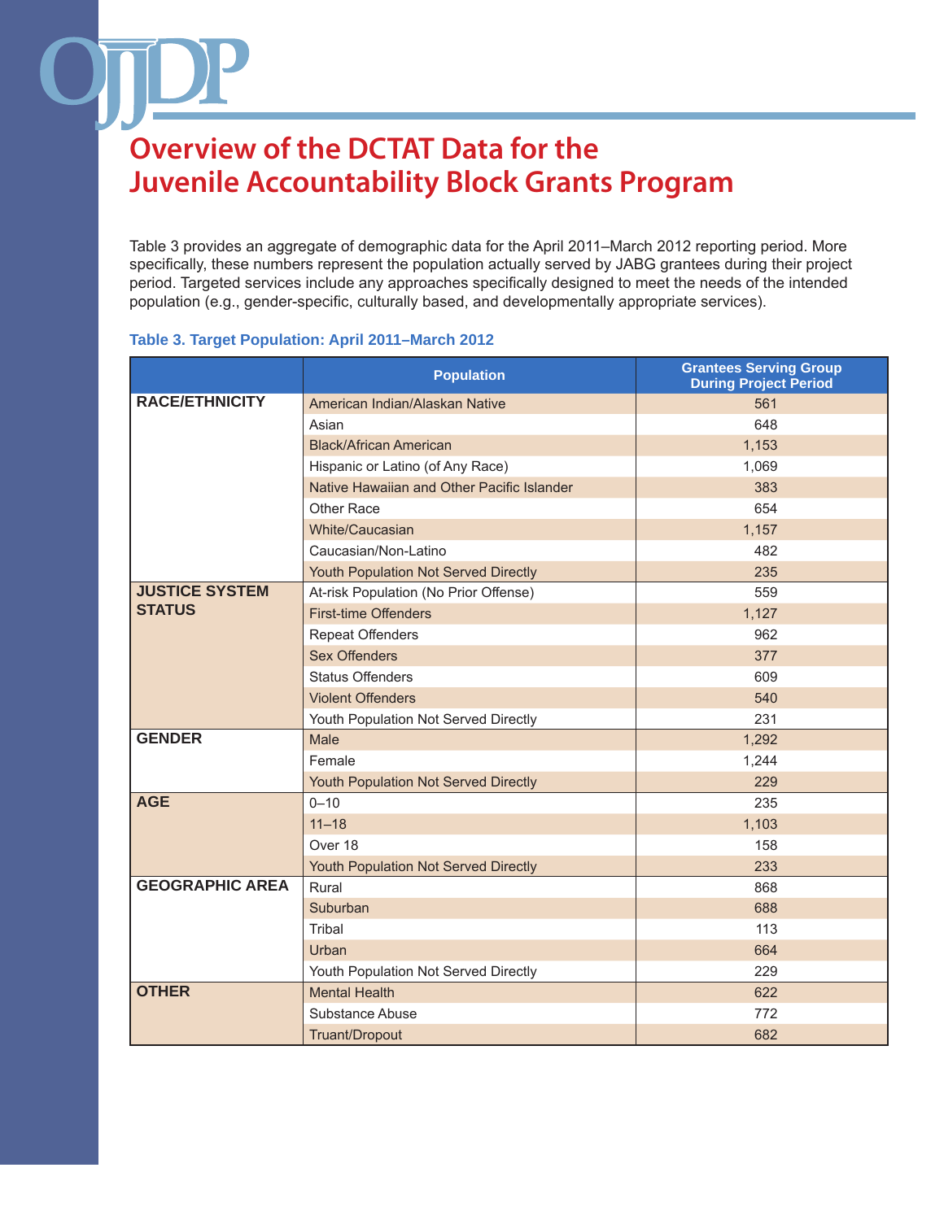# Overview of the DCTAT Data for the Juvenile Accountability Block Grants Program

Table 3 provides an aggregate of demographic data for the April 2011–March 2012 reporting period. More specifically, these numbers represent the population actually served by JABG grantees during their project period. Targeted services include any approaches specifically designed to meet the needs of the intended population (e.g., gender-specific, culturally based, and developmentally appropriate services).

**Table 3. Target Population: April 2011–March 2012**

| | Population | Grantees Serving Group During Project Period |
|---|---|---|
| **RACE/ETHNICITY** | American Indian/Alaskan Native | 561 |
| | Asian | 648 |
| | Black/African American | 1,153 |
| | Hispanic or Latino (of Any Race) | 1,069 |
| | Native Hawaiian and Other Pacific Islander | 383 |
| | Other Race | 654 |
| | White/Caucasian | 1,157 |
| | Caucasian/Non-Latino | 482 |
| | Youth Population Not Served Directly | 235 |
| **JUSTICE SYSTEM STATUS** | At-risk Population (No Prior Offense) | 559 |
| | First-time Offenders | 1,127 |
| | Repeat Offenders | 962 |
| | Sex Offenders | 377 |
| | Status Offenders | 609 |
| | Violent Offenders | 540 |
| | Youth Population Not Served Directly | 231 |
| **GENDER** | Male | 1,292 |
| | Female | 1,244 |
| | Youth Population Not Served Directly | 229 |
| **AGE** | 0–10 | 235 |
| | 11–18 | 1,103 |
| | Over 18 | 158 |
| | Youth Population Not Served Directly | 233 |
| **GEOGRAPHIC AREA** | Rural | 868 |
| | Suburban | 688 |
| | Tribal | 113 |
| | Urban | 664 |
| | Youth Population Not Served Directly | 229 |
| **OTHER** | Mental Health | 622 |
| | Substance Abuse | 772 |
| | Truant/Dropout | 682 |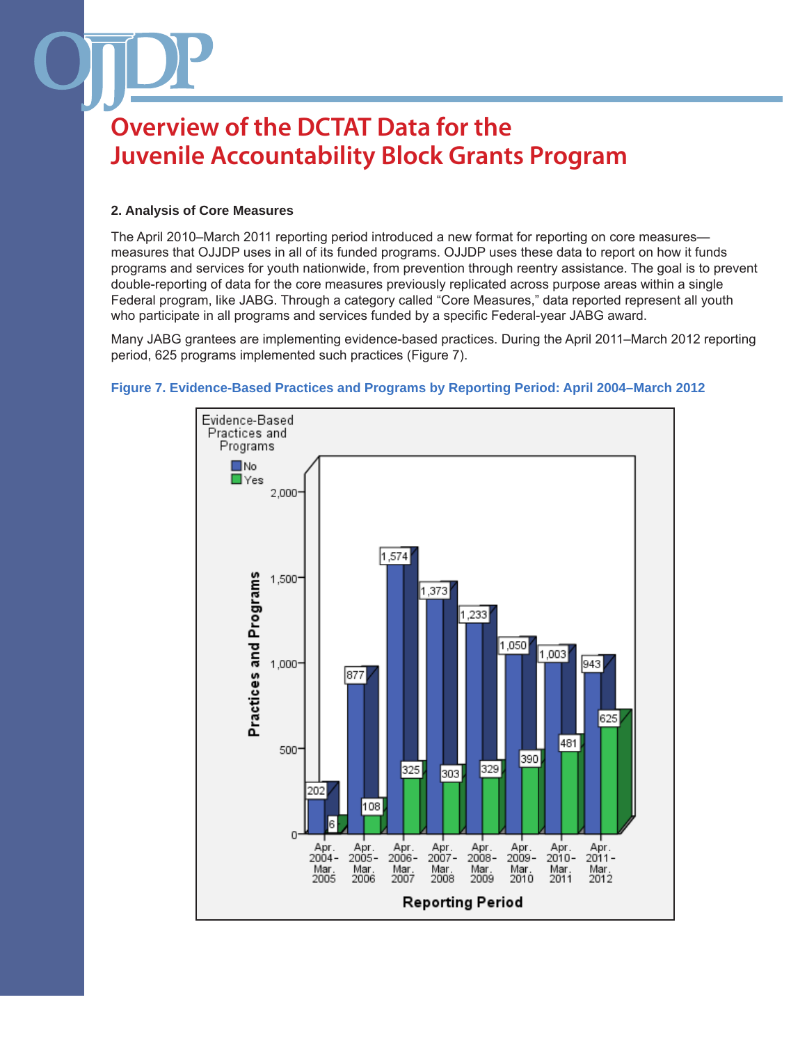# Overview of the DCTAT Data for the Juvenile Accountability Block Grants Program

**2. Analysis of Core Measures**

The April 2010–March 2011 reporting period introduced a new format for reporting on core measures—measures that OJJDP uses in all of its funded programs. OJJDP uses these data to report on how it funds programs and services for youth nationwide, from prevention through reentry assistance. The goal is to prevent double-reporting of data for the core measures previously replicated across purpose areas within a single Federal program, like JABG. Through a category called “Core Measures,” data reported represent all youth who participate in all programs and services funded by a specific Federal-year JABG award.

Many JABG grantees are implementing evidence-based practices. During the April 2011–March 2012 reporting period, 625 programs implemented such practices (Figure 7).

**Figure 7. Evidence-Based Practices and Programs by Reporting Period: April 2004–March 2012**

Evidence-Based Practices and Programs

No

Yes

Practices and Programs

0

500

1,000

1,500

2,000

202

6

877

108

1,574

325

1,373

303

1,233

329

1,050

390

1,003

481

943

625

Apr. 2004-Mar. 2005

Apr. 2005-Mar. 2006

Apr. 2006-Mar. 2007

Apr. 2007-Mar. 2008

Apr. 2008-Mar. 2009

Apr. 2009-Mar. 2010

Apr. 2010-Mar. 2011

Apr. 2011-Mar. 2012

Reporting Period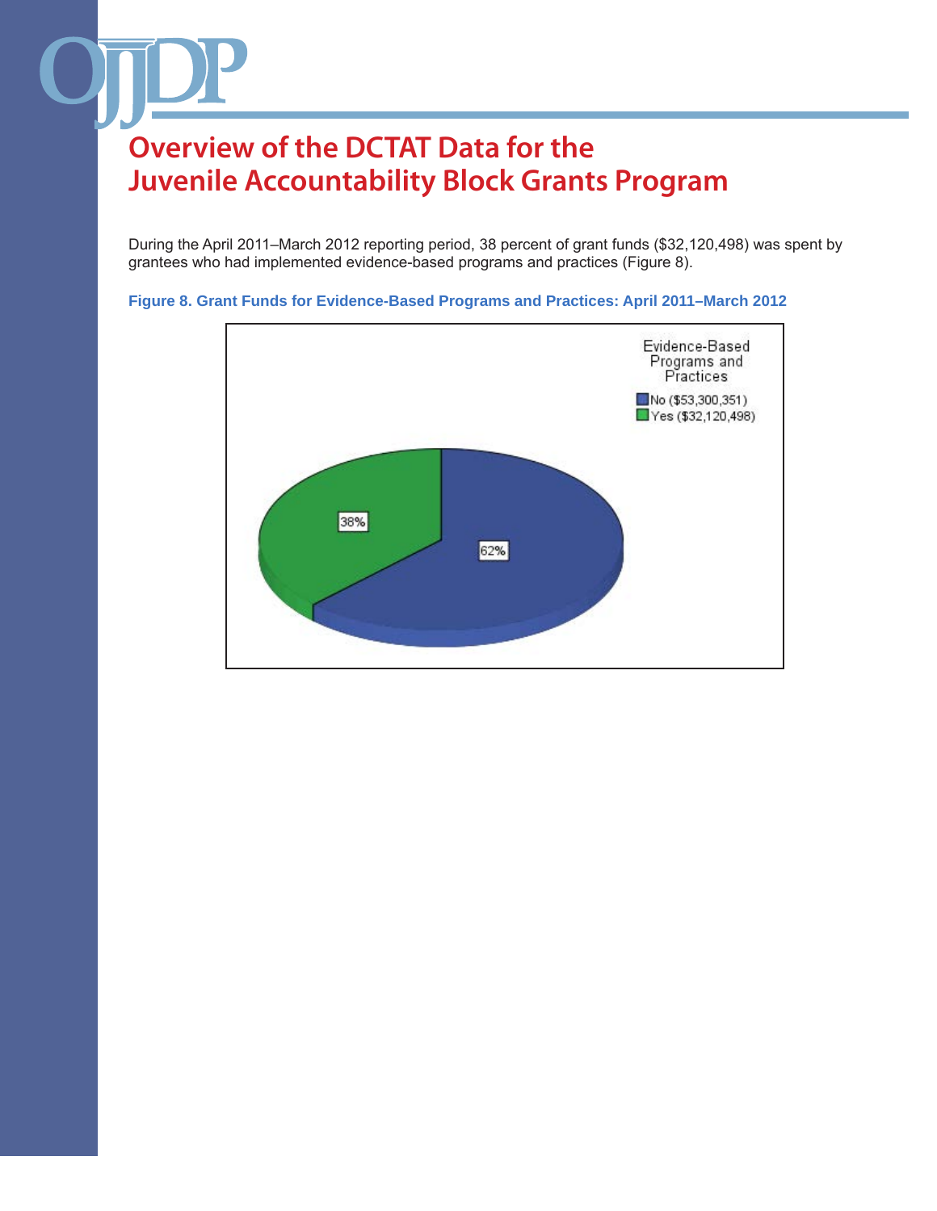# Overview of the DCTAT Data for the Juvenile Accountability Block Grants Program

During the April 2011–March 2012 reporting period, 38 percent of grant funds ($32,120,498) was spent by grantees who had implemented evidence-based programs and practices (Figure 8).

**Figure 8. Grant Funds for Evidence-Based Programs and Practices: April 2011–March 2012**

Evidence-Based Programs and Practices

No ($53,300,351)

Yes ($32,120,498)

38%

62%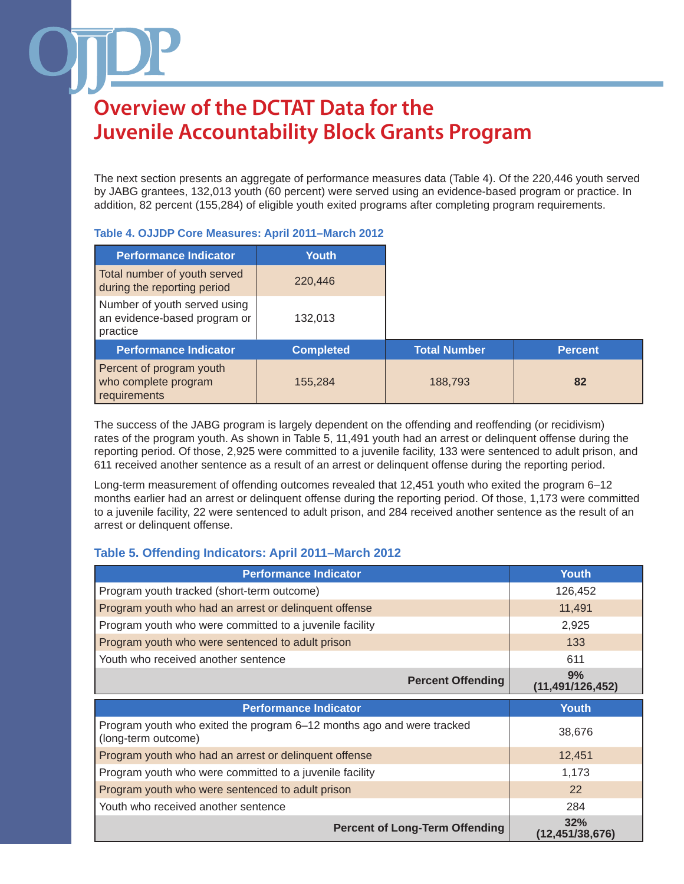# Overview of the DCTAT Data for the Juvenile Accountability Block Grants Program

The next section presents an aggregate of performance measures data (Table 4). Of the 220,446 youth served by JABG grantees, 132,013 youth (60 percent) were served using an evidence-based program or practice. In addition, 82 percent (155,284) of eligible youth exited programs after completing program requirements.

**Table 4. OJJDP Core Measures: April 2011–March 2012**

| Performance Indicator | Youth | | |
|---|---|---|---|
| Total number of youth served during the reporting period | 220,446 | | |
| Number of youth served using an evidence-based program or practice | 132,013 | | |
| **Performance Indicator** | **Completed** | **Total Number** | **Percent** |
| Percent of program youth who complete program requirements | 155,284 | 188,793 | **82** |

The success of the JABG program is largely dependent on the offending and reoffending (or recidivism) rates of the program youth. As shown in Table 5, 11,491 youth had an arrest or delinquent offense during the reporting period. Of those, 2,925 were committed to a juvenile facility, 133 were sentenced to adult prison, and 611 received another sentence as a result of an arrest or delinquent offense during the reporting period.

Long-term measurement of offending outcomes revealed that 12,451 youth who exited the program 6–12 months earlier had an arrest or delinquent offense during the reporting period. Of those, 1,173 were committed to a juvenile facility, 22 were sentenced to adult prison, and 284 received another sentence as the result of an arrest or delinquent offense.

**Table 5. Offending Indicators: April 2011–March 2012**

| Performance Indicator | Youth |
|---|---|
| Program youth tracked (short-term outcome) | 126,452 |
| Program youth who had an arrest or delinquent offense | 11,491 |
| Program youth who were committed to a juvenile facility | 2,925 |
| Program youth who were sentenced to adult prison | 133 |
| Youth who received another sentence | 611 |
| **Percent Offending** | **9% (11,491/126,452)** |

| Performance Indicator | Youth |
|---|---|
| Program youth who exited the program 6–12 months ago and were tracked (long-term outcome) | 38,676 |
| Program youth who had an arrest or delinquent offense | 12,451 |
| Program youth who were committed to a juvenile facility | 1,173 |
| Program youth who were sentenced to adult prison | 22 |
| Youth who received another sentence | 284 |
| **Percent of Long-Term Offending** | **32% (12,451/38,676)** |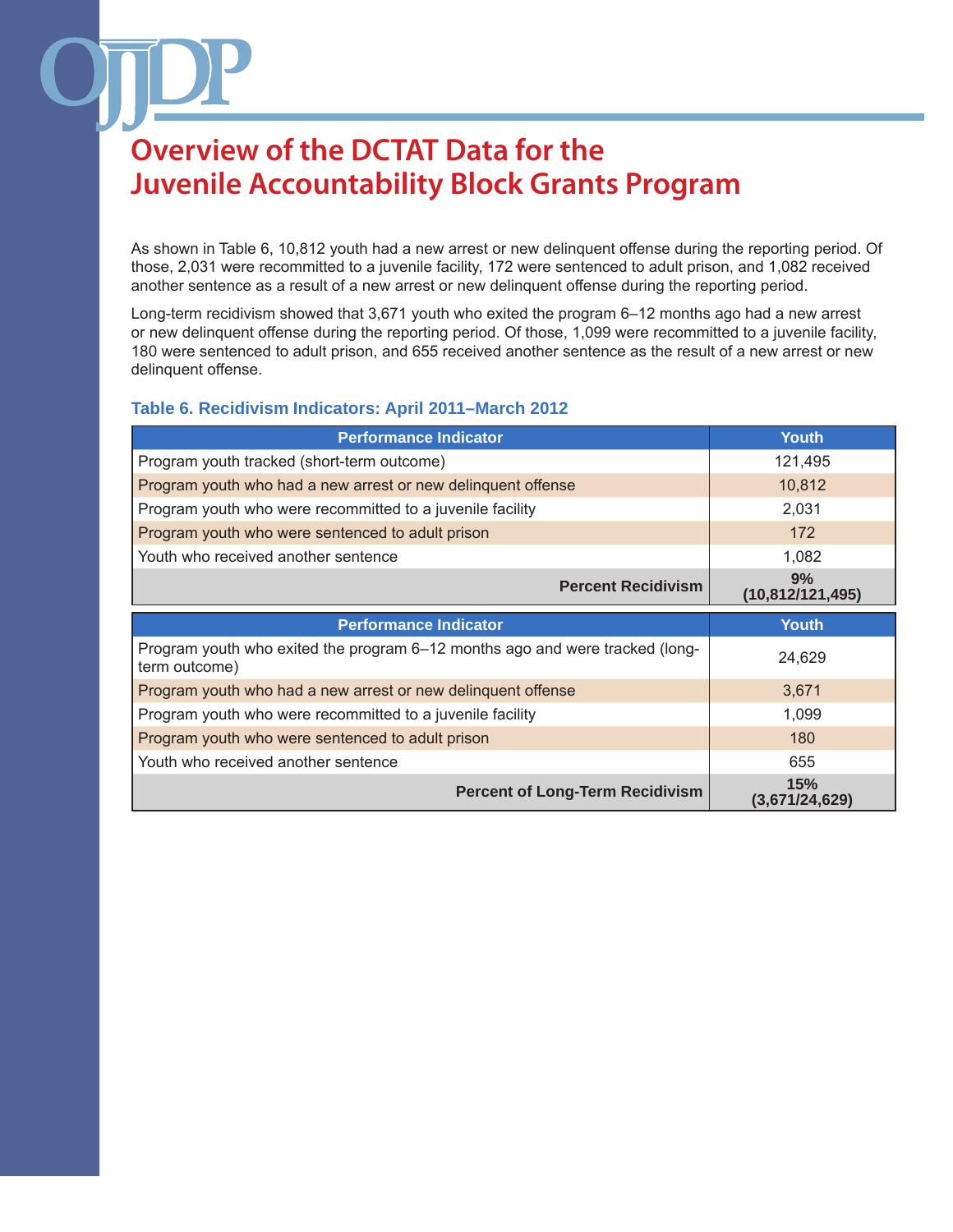# Overview of the DCTAT Data for the Juvenile Accountability Block Grants Program

As shown in Table 6, 10,812 youth had a new arrest or new delinquent offense during the reporting period. Of those, 2,031 were recommitted to a juvenile facility, 172 were sentenced to adult prison, and 1,082 received another sentence as a result of a new arrest or new delinquent offense during the reporting period.

Long-term recidivism showed that 3,671 youth who exited the program 6–12 months ago had a new arrest or new delinquent offense during the reporting period. Of those, 1,099 were recommitted to a juvenile facility, 180 were sentenced to adult prison, and 655 received another sentence as the result of a new arrest or new delinquent offense.

### Table 6. Recidivism Indicators: April 2011–March 2012

| Performance Indicator | Youth |
|---|---|
| Program youth tracked (short-term outcome) | 121,495 |
| Program youth who had a new arrest or new delinquent offense | 10,812 |
| Program youth who were recommitted to a juvenile facility | 2,031 |
| Program youth who were sentenced to adult prison | 172 |
| Youth who received another sentence | 1,082 |
| **Percent Recidivism** | **9% (10,812/121,495)** |

| Performance Indicator | Youth |
|---|---|
| Program youth who exited the program 6–12 months ago and were tracked (long-term outcome) | 24,629 |
| Program youth who had a new arrest or new delinquent offense | 3,671 |
| Program youth who were recommitted to a juvenile facility | 1,099 |
| Program youth who were sentenced to adult prison | 180 |
| Youth who received another sentence | 655 |
| **Percent of Long-Term Recidivism** | **15% (3,671/24,629)** |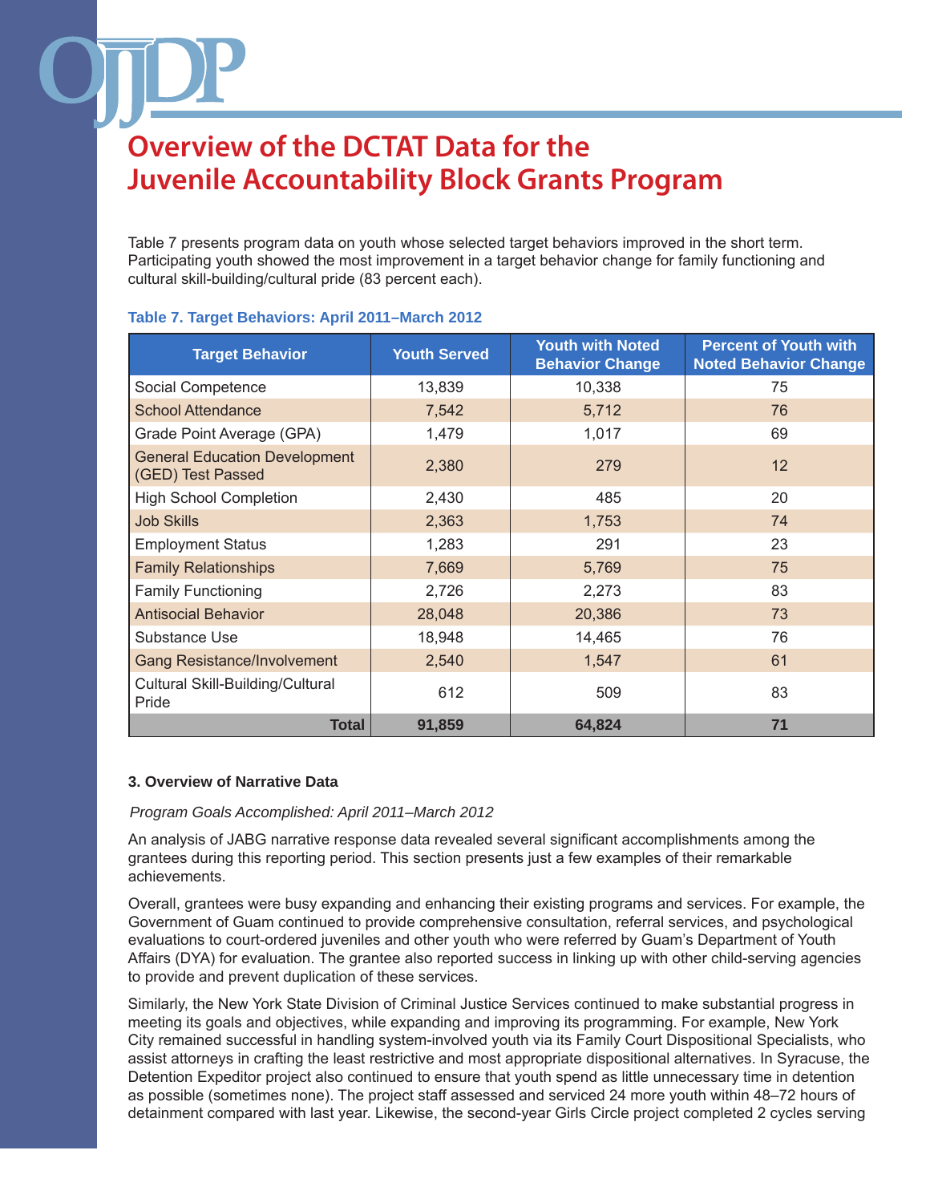# Overview of the DCTAT Data for the Juvenile Accountability Block Grants Program

Table 7 presents program data on youth whose selected target behaviors improved in the short term. Participating youth showed the most improvement in a target behavior change for family functioning and cultural skill-building/cultural pride (83 percent each).

**Table 7. Target Behaviors: April 2011–March 2012**

| Target Behavior | Youth Served | Youth with Noted Behavior Change | Percent of Youth with Noted Behavior Change |
|---|---|---|---|
| Social Competence | 13,839 | 10,338 | 75 |
| School Attendance | 7,542 | 5,712 | 76 |
| Grade Point Average (GPA) | 1,479 | 1,017 | 69 |
| General Education Development (GED) Test Passed | 2,380 | 279 | 12 |
| High School Completion | 2,430 | 485 | 20 |
| Job Skills | 2,363 | 1,753 | 74 |
| Employment Status | 1,283 | 291 | 23 |
| Family Relationships | 7,669 | 5,769 | 75 |
| Family Functioning | 2,726 | 2,273 | 83 |
| Antisocial Behavior | 28,048 | 20,386 | 73 |
| Substance Use | 18,948 | 14,465 | 76 |
| Gang Resistance/Involvement | 2,540 | 1,547 | 61 |
| Cultural Skill-Building/Cultural Pride | 612 | 509 | 83 |
| **Total** | **91,859** | **64,824** | **71** |

### 3. Overview of Narrative Data

*Program Goals Accomplished: April 2011–March 2012*

An analysis of JABG narrative response data revealed several significant accomplishments among the grantees during this reporting period. This section presents just a few examples of their remarkable achievements.

Overall, grantees were busy expanding and enhancing their existing programs and services. For example, the Government of Guam continued to provide comprehensive consultation, referral services, and psychological evaluations to court-ordered juveniles and other youth who were referred by Guam's Department of Youth Affairs (DYA) for evaluation. The grantee also reported success in linking up with other child-serving agencies to provide and prevent duplication of these services.

Similarly, the New York State Division of Criminal Justice Services continued to make substantial progress in meeting its goals and objectives, while expanding and improving its programming. For example, New York City remained successful in handling system-involved youth via its Family Court Dispositional Specialists, who assist attorneys in crafting the least restrictive and most appropriate dispositional alternatives. In Syracuse, the Detention Expeditor project also continued to ensure that youth spend as little unnecessary time in detention as possible (sometimes none). The project staff assessed and serviced 24 more youth within 48–72 hours of detainment compared with last year. Likewise, the second-year Girls Circle project completed 2 cycles serving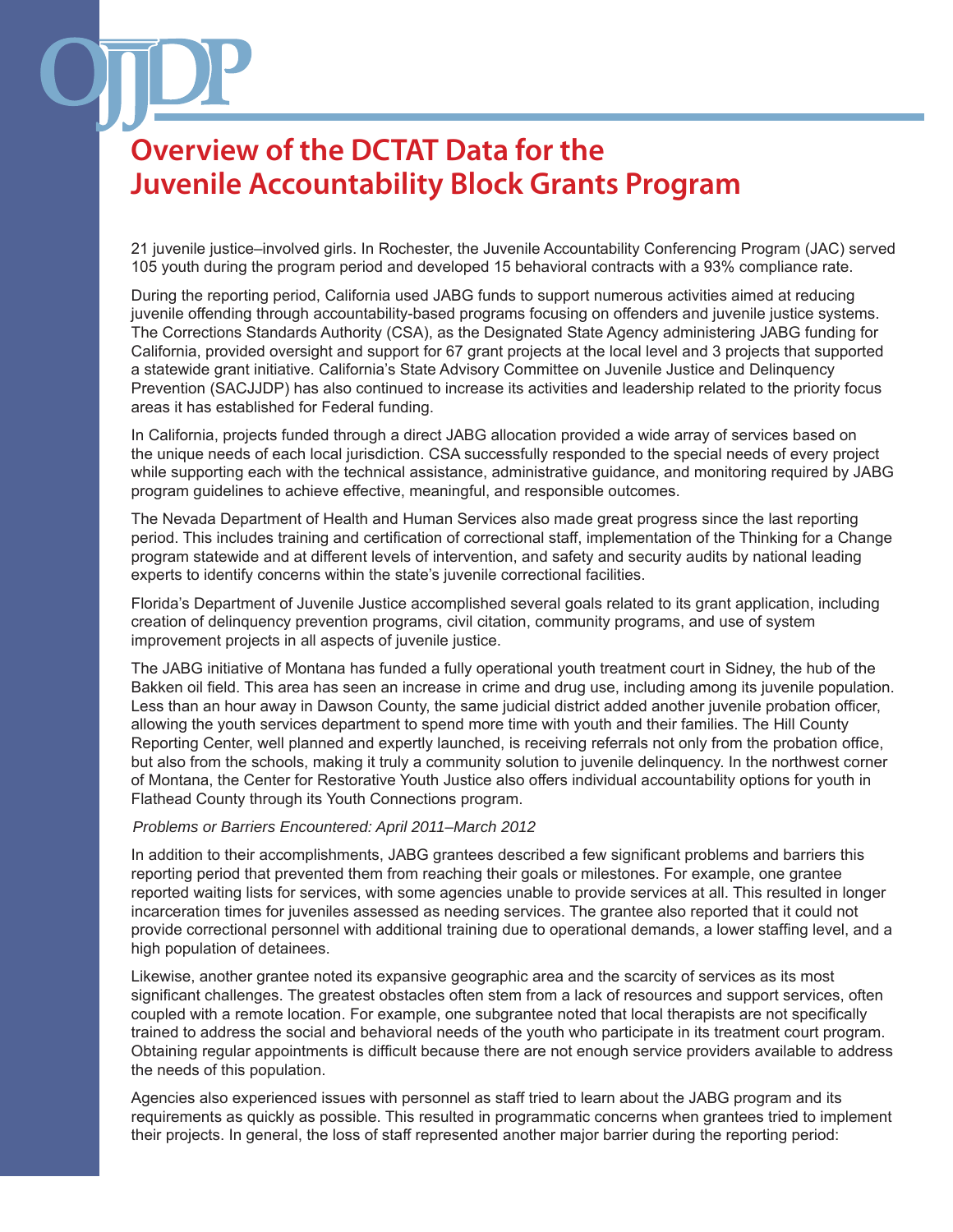# Overview of the DCTAT Data for the Juvenile Accountability Block Grants Program

21 juvenile justice–involved girls. In Rochester, the Juvenile Accountability Conferencing Program (JAC) served 105 youth during the program period and developed 15 behavioral contracts with a 93% compliance rate.

During the reporting period, California used JABG funds to support numerous activities aimed at reducing juvenile offending through accountability-based programs focusing on offenders and juvenile justice systems. The Corrections Standards Authority (CSA), as the Designated State Agency administering JABG funding for California, provided oversight and support for 67 grant projects at the local level and 3 projects that supported a statewide grant initiative. California's State Advisory Committee on Juvenile Justice and Delinquency Prevention (SACJJDP) has also continued to increase its activities and leadership related to the priority focus areas it has established for Federal funding.

In California, projects funded through a direct JABG allocation provided a wide array of services based on the unique needs of each local jurisdiction. CSA successfully responded to the special needs of every project while supporting each with the technical assistance, administrative guidance, and monitoring required by JABG program guidelines to achieve effective, meaningful, and responsible outcomes.

The Nevada Department of Health and Human Services also made great progress since the last reporting period. This includes training and certification of correctional staff, implementation of the Thinking for a Change program statewide and at different levels of intervention, and safety and security audits by national leading experts to identify concerns within the state's juvenile correctional facilities.

Florida's Department of Juvenile Justice accomplished several goals related to its grant application, including creation of delinquency prevention programs, civil citation, community programs, and use of system improvement projects in all aspects of juvenile justice.

The JABG initiative of Montana has funded a fully operational youth treatment court in Sidney, the hub of the Bakken oil field. This area has seen an increase in crime and drug use, including among its juvenile population. Less than an hour away in Dawson County, the same judicial district added another juvenile probation officer, allowing the youth services department to spend more time with youth and their families. The Hill County Reporting Center, well planned and expertly launched, is receiving referrals not only from the probation office, but also from the schools, making it truly a community solution to juvenile delinquency. In the northwest corner of Montana, the Center for Restorative Youth Justice also offers individual accountability options for youth in Flathead County through its Youth Connections program.

*Problems or Barriers Encountered: April 2011–March 2012*

In addition to their accomplishments, JABG grantees described a few significant problems and barriers this reporting period that prevented them from reaching their goals or milestones. For example, one grantee reported waiting lists for services, with some agencies unable to provide services at all. This resulted in longer incarceration times for juveniles assessed as needing services. The grantee also reported that it could not provide correctional personnel with additional training due to operational demands, a lower staffing level, and a high population of detainees.

Likewise, another grantee noted its expansive geographic area and the scarcity of services as its most significant challenges. The greatest obstacles often stem from a lack of resources and support services, often coupled with a remote location. For example, one subgrantee noted that local therapists are not specifically trained to address the social and behavioral needs of the youth who participate in its treatment court program. Obtaining regular appointments is difficult because there are not enough service providers available to address the needs of this population.

Agencies also experienced issues with personnel as staff tried to learn about the JABG program and its requirements as quickly as possible. This resulted in programmatic concerns when grantees tried to implement their projects. In general, the loss of staff represented another major barrier during the reporting period: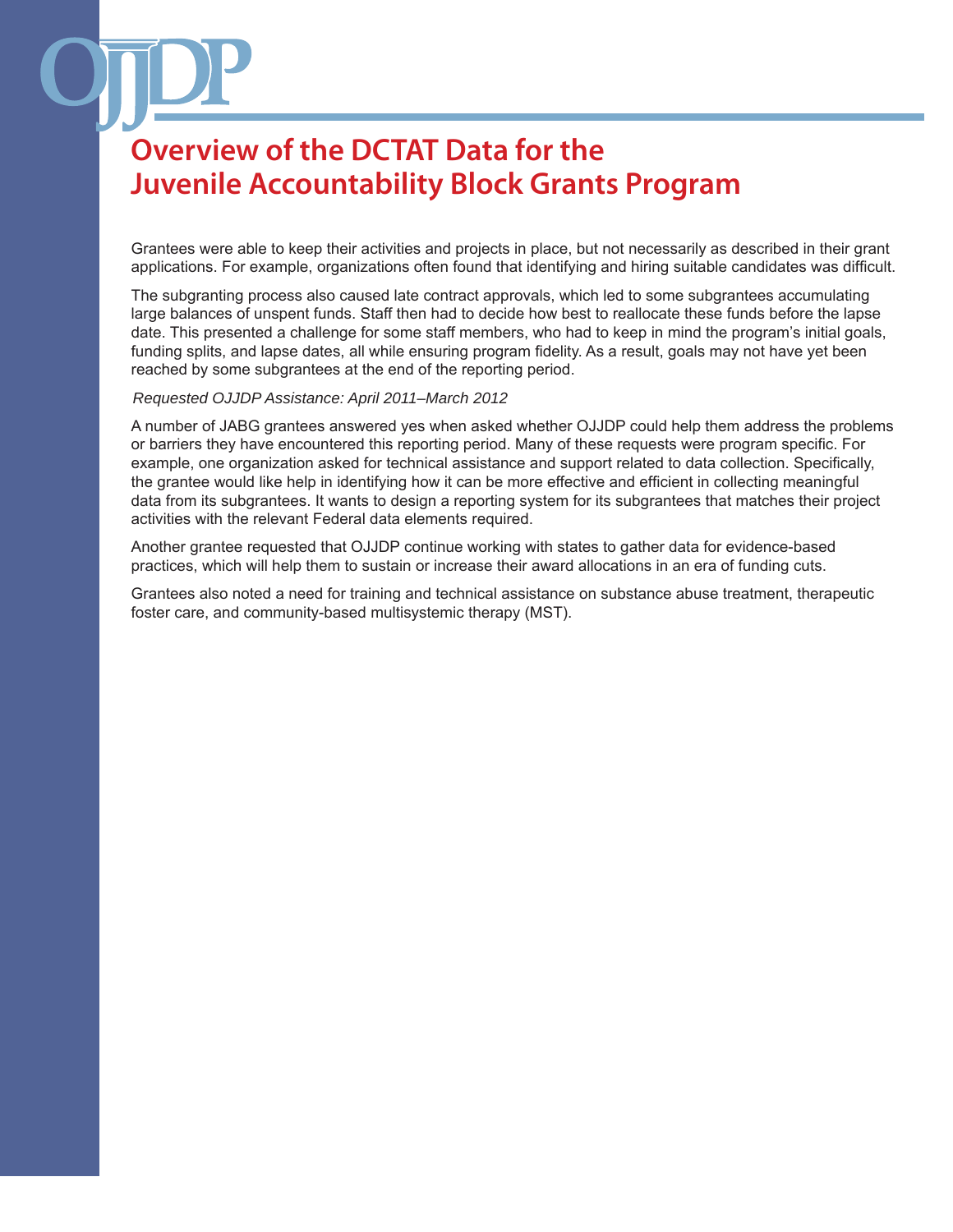# Overview of the DCTAT Data for the Juvenile Accountability Block Grants Program

Grantees were able to keep their activities and projects in place, but not necessarily as described in their grant applications. For example, organizations often found that identifying and hiring suitable candidates was difficult.

The subgranting process also caused late contract approvals, which led to some subgrantees accumulating large balances of unspent funds. Staff then had to decide how best to reallocate these funds before the lapse date. This presented a challenge for some staff members, who had to keep in mind the program's initial goals, funding splits, and lapse dates, all while ensuring program fidelity. As a result, goals may not have yet been reached by some subgrantees at the end of the reporting period.

*Requested OJJDP Assistance: April 2011–March 2012*

A number of JABG grantees answered yes when asked whether OJJDP could help them address the problems or barriers they have encountered this reporting period. Many of these requests were program specific. For example, one organization asked for technical assistance and support related to data collection. Specifically, the grantee would like help in identifying how it can be more effective and efficient in collecting meaningful data from its subgrantees. It wants to design a reporting system for its subgrantees that matches their project activities with the relevant Federal data elements required.

Another grantee requested that OJJDP continue working with states to gather data for evidence-based practices, which will help them to sustain or increase their award allocations in an era of funding cuts.

Grantees also noted a need for training and technical assistance on substance abuse treatment, therapeutic foster care, and community-based multisystemic therapy (MST).